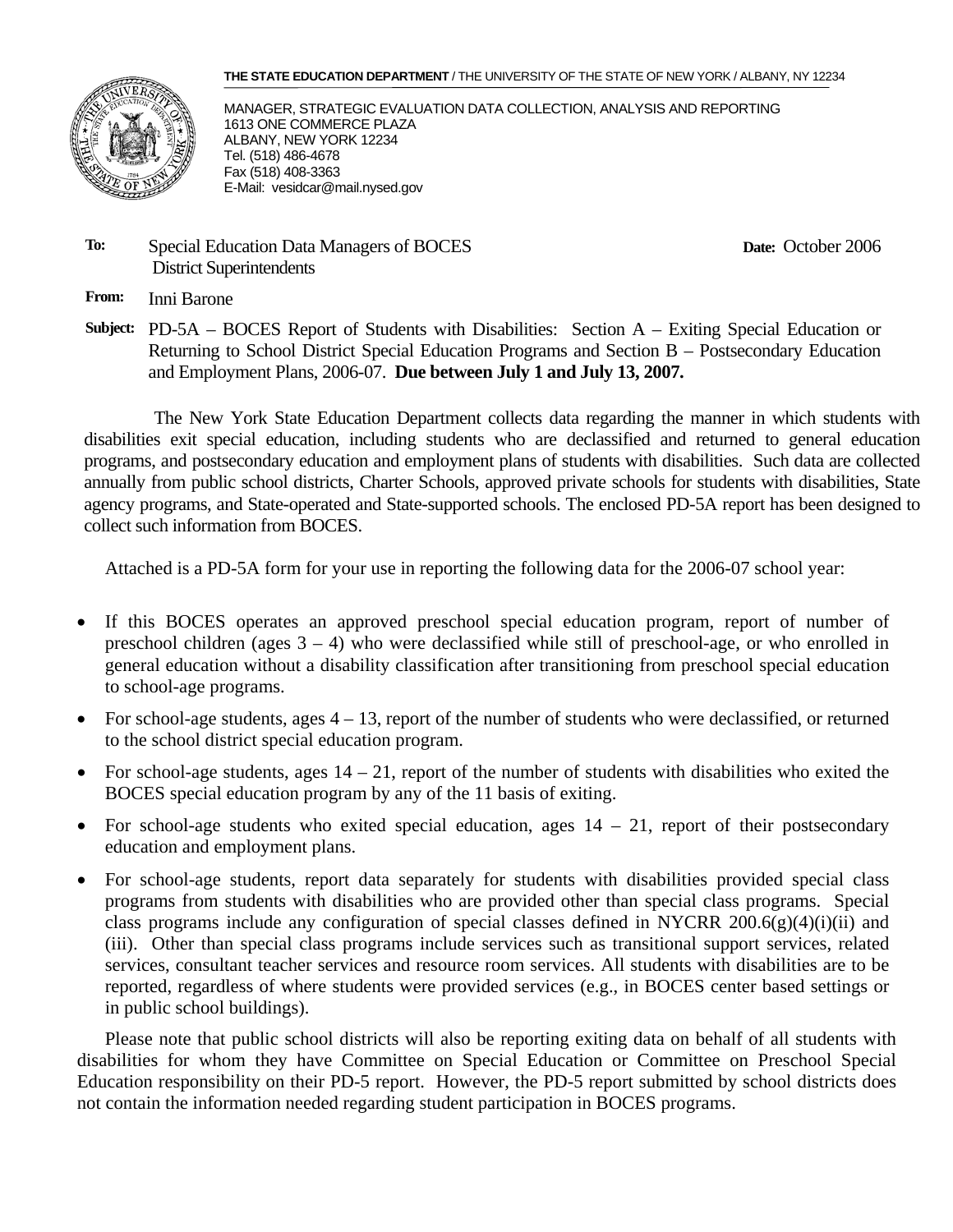**THE STATE EDUCATION DEPARTMENT** / THE UNIVERSITY OF THE STATE OF NEW YORK / ALBANY, NY 12234

MANAGER, STRATEGIC EVALUATION DATA COLLECTION, ANALYSIS AND REPORTING
1613 ONE COMMERCE PLAZA
ALBANY, NEW YORK 12234
Tel. (518) 486-4678
Fax (518) 408-3363
E-Mail: vesidcar@mail.nysed.gov

**To:** Special Education Data Managers of BOCES
District Superintendents

**Date:** October 2006

**From:** Inni Barone

**Subject:** PD-5A – BOCES Report of Students with Disabilities: Section A – Exiting Special Education or Returning to School District Special Education Programs and Section B – Postsecondary Education and Employment Plans, 2006-07. **Due between July 1 and July 13, 2007.**

The New York State Education Department collects data regarding the manner in which students with disabilities exit special education, including students who are declassified and returned to general education programs, and postsecondary education and employment plans of students with disabilities. Such data are collected annually from public school districts, Charter Schools, approved private schools for students with disabilities, State agency programs, and State-operated and State-supported schools. The enclosed PD-5A report has been designed to collect such information from BOCES.

Attached is a PD-5A form for your use in reporting the following data for the 2006-07 school year:

- If this BOCES operates an approved preschool special education program, report of number of preschool children (ages 3 – 4) who were declassified while still of preschool-age, or who enrolled in general education without a disability classification after transitioning from preschool special education to school-age programs.
- For school-age students, ages 4 – 13, report of the number of students who were declassified, or returned to the school district special education program.
- For school-age students, ages 14 – 21, report of the number of students with disabilities who exited the BOCES special education program by any of the 11 basis of exiting.
- For school-age students who exited special education, ages 14 – 21, report of their postsecondary education and employment plans.
- For school-age students, report data separately for students with disabilities provided special class programs from students with disabilities who are provided other than special class programs. Special class programs include any configuration of special classes defined in NYCRR 200.6(g)(4)(i)(ii) and (iii). Other than special class programs include services such as transitional support services, related services, consultant teacher services and resource room services. All students with disabilities are to be reported, regardless of where students were provided services (e.g., in BOCES center based settings or in public school buildings).

Please note that public school districts will also be reporting exiting data on behalf of all students with disabilities for whom they have Committee on Special Education or Committee on Preschool Special Education responsibility on their PD-5 report. However, the PD-5 report submitted by school districts does not contain the information needed regarding student participation in BOCES programs.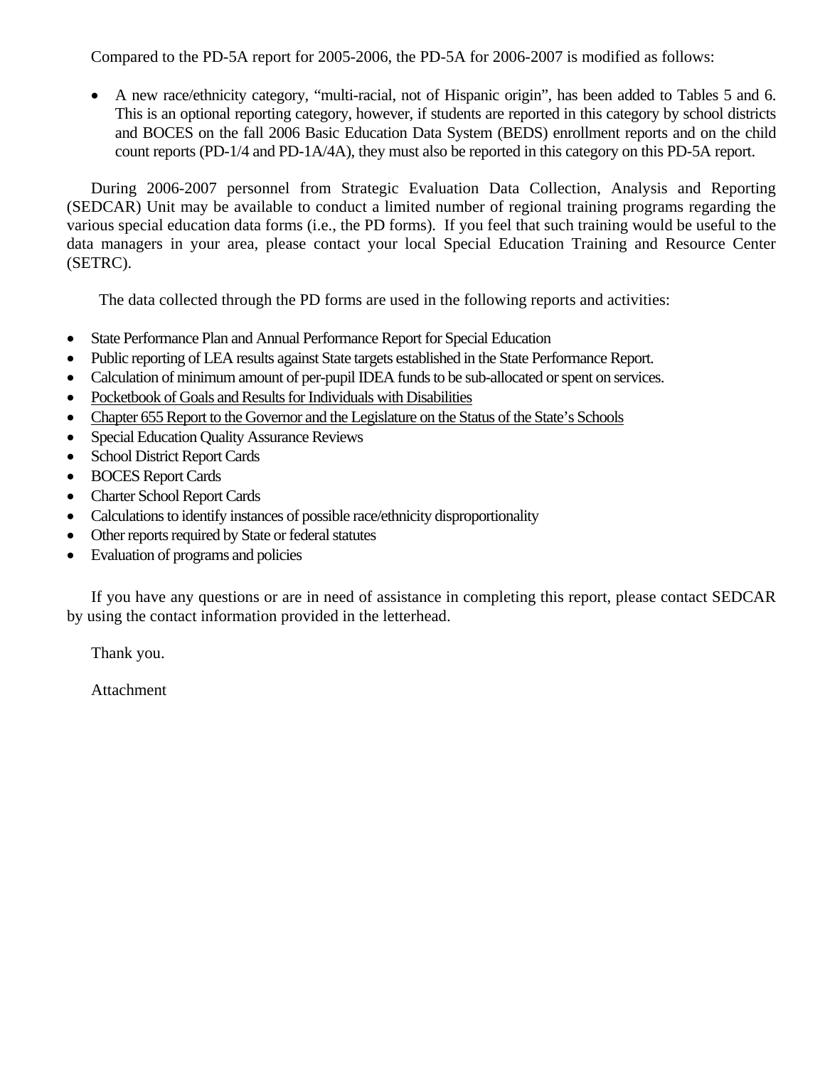Compared to the PD-5A report for 2005-2006, the PD-5A for 2006-2007 is modified as follows:

- A new race/ethnicity category, "multi-racial, not of Hispanic origin", has been added to Tables 5 and 6. This is an optional reporting category, however, if students are reported in this category by school districts and BOCES on the fall 2006 Basic Education Data System (BEDS) enrollment reports and on the child count reports (PD-1/4 and PD-1A/4A), they must also be reported in this category on this PD-5A report.

During 2006-2007 personnel from Strategic Evaluation Data Collection, Analysis and Reporting (SEDCAR) Unit may be available to conduct a limited number of regional training programs regarding the various special education data forms (i.e., the PD forms). If you feel that such training would be useful to the data managers in your area, please contact your local Special Education Training and Resource Center (SETRC).

The data collected through the PD forms are used in the following reports and activities:

- State Performance Plan and Annual Performance Report for Special Education
- Public reporting of LEA results against State targets established in the State Performance Report.
- Calculation of minimum amount of per-pupil IDEA funds to be sub-allocated or spent on services.
- Pocketbook of Goals and Results for Individuals with Disabilities
- Chapter 655 Report to the Governor and the Legislature on the Status of the State's Schools
- Special Education Quality Assurance Reviews
- School District Report Cards
- BOCES Report Cards
- Charter School Report Cards
- Calculations to identify instances of possible race/ethnicity disproportionality
- Other reports required by State or federal statutes
- Evaluation of programs and policies

If you have any questions or are in need of assistance in completing this report, please contact SEDCAR by using the contact information provided in the letterhead.

Thank you.

Attachment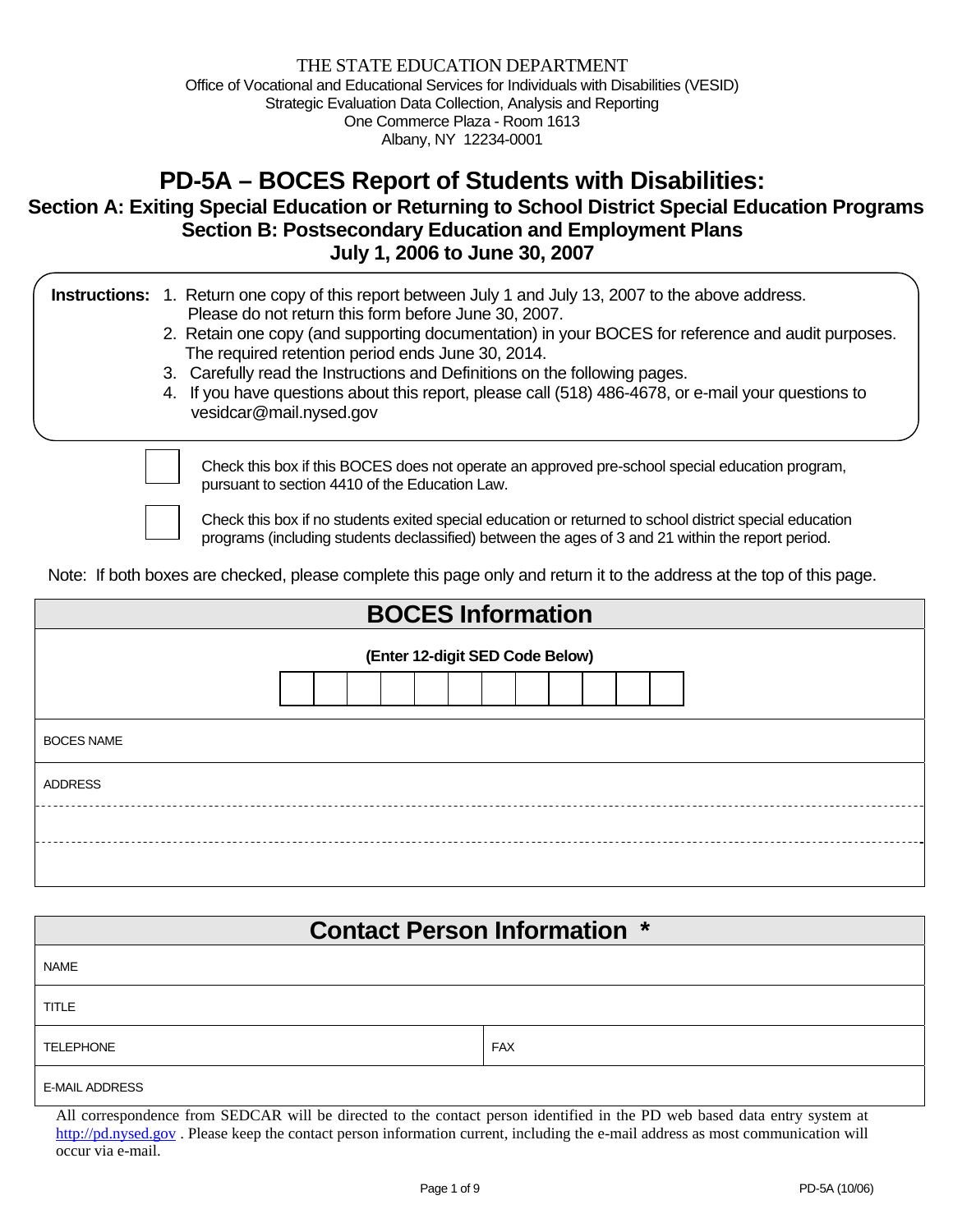THE STATE EDUCATION DEPARTMENT
Office of Vocational and Educational Services for Individuals with Disabilities (VESID)
Strategic Evaluation Data Collection, Analysis and Reporting
One Commerce Plaza - Room 1613
Albany, NY 12234-0001

# PD-5A – BOCES Report of Students with Disabilities:
## Section A: Exiting Special Education or Returning to School District Special Education Programs
## Section B: Postsecondary Education and Employment Plans
## July 1, 2006 to June 30, 2007

**Instructions:**
1. Return one copy of this report between July 1 and July 13, 2007 to the above address. Please do not return this form before June 30, 2007.
2. Retain one copy (and supporting documentation) in your BOCES for reference and audit purposes. The required retention period ends June 30, 2014.
3. Carefully read the Instructions and Definitions on the following pages.
4. If you have questions about this report, please call (518) 486-4678, or e-mail your questions to vesidcar@mail.nysed.gov

☐ Check this box if this BOCES does not operate an approved pre-school special education program, pursuant to section 4410 of the Education Law.

☐ Check this box if no students exited special education or returned to school district special education programs (including students declassified) between the ages of 3 and 21 within the report period.

Note: If both boxes are checked, please complete this page only and return it to the address at the top of this page.

| BOCES Information |
|---|
| (Enter 12-digit SED Code Below) |
| BOCES NAME |
| ADDRESS |
| |
| |

| Contact Person Information * | |
|---|---|
| NAME | |
| TITLE | |
| TELEPHONE | FAX |
| E-MAIL ADDRESS | |

All correspondence from SEDCAR will be directed to the contact person identified in the PD web based data entry system at http://pd.nysed.gov . Please keep the contact person information current, including the e-mail address as most communication will occur via e-mail.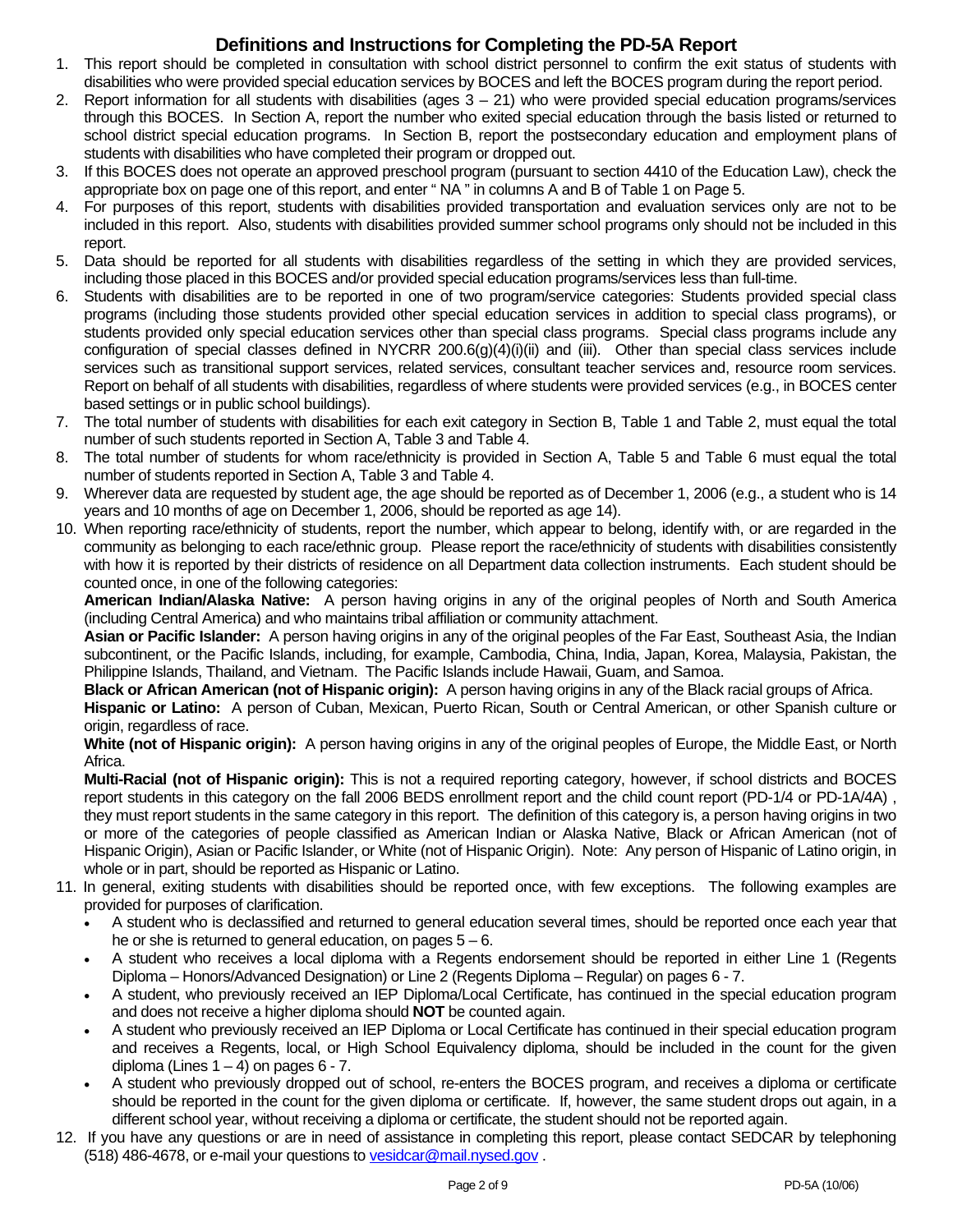# Definitions and Instructions for Completing the PD-5A Report

1. This report should be completed in consultation with school district personnel to confirm the exit status of students with disabilities who were provided special education services by BOCES and left the BOCES program during the report period.
2. Report information for all students with disabilities (ages 3 – 21) who were provided special education programs/services through this BOCES. In Section A, report the number who exited special education through the basis listed or returned to school district special education programs. In Section B, report the postsecondary education and employment plans of students with disabilities who have completed their program or dropped out.
3. If this BOCES does not operate an approved preschool program (pursuant to section 4410 of the Education Law), check the appropriate box on page one of this report, and enter " NA " in columns A and B of Table 1 on Page 5.
4. For purposes of this report, students with disabilities provided transportation and evaluation services only are not to be included in this report. Also, students with disabilities provided summer school programs only should not be included in this report.
5. Data should be reported for all students with disabilities regardless of the setting in which they are provided services, including those placed in this BOCES and/or provided special education programs/services less than full-time.
6. Students with disabilities are to be reported in one of two program/service categories: Students provided special class programs (including those students provided other special education services in addition to special class programs), or students provided only special education services other than special class programs. Special class programs include any configuration of special classes defined in NYCRR 200.6(g)(4)(i)(ii) and (iii). Other than special class services include services such as transitional support services, related services, consultant teacher services and, resource room services. Report on behalf of all students with disabilities, regardless of where students were provided services (e.g., in BOCES center based settings or in public school buildings).
7. The total number of students with disabilities for each exit category in Section B, Table 1 and Table 2, must equal the total number of such students reported in Section A, Table 3 and Table 4.
8. The total number of students for whom race/ethnicity is provided in Section A, Table 5 and Table 6 must equal the total number of students reported in Section A, Table 3 and Table 4.
9. Wherever data are requested by student age, the age should be reported as of December 1, 2006 (e.g., a student who is 14 years and 10 months of age on December 1, 2006, should be reported as age 14).
10. When reporting race/ethnicity of students, report the number, which appear to belong, identify with, or are regarded in the community as belonging to each race/ethnic group. Please report the race/ethnicity of students with disabilities consistently with how it is reported by their districts of residence on all Department data collection instruments. Each student should be counted once, in one of the following categories:

    **American Indian/Alaska Native:** A person having origins in any of the original peoples of North and South America (including Central America) and who maintains tribal affiliation or community attachment.

    **Asian or Pacific Islander:** A person having origins in any of the original peoples of the Far East, Southeast Asia, the Indian subcontinent, or the Pacific Islands, including, for example, Cambodia, China, India, Japan, Korea, Malaysia, Pakistan, the Philippine Islands, Thailand, and Vietnam. The Pacific Islands include Hawaii, Guam, and Samoa.

    **Black or African American (not of Hispanic origin):** A person having origins in any of the Black racial groups of Africa.

    **Hispanic or Latino:** A person of Cuban, Mexican, Puerto Rican, South or Central American, or other Spanish culture or origin, regardless of race.

    **White (not of Hispanic origin):** A person having origins in any of the original peoples of Europe, the Middle East, or North Africa.

    **Multi-Racial (not of Hispanic origin):** This is not a required reporting category, however, if school districts and BOCES report students in this category on the fall 2006 BEDS enrollment report and the child count report (PD-1/4 or PD-1A/4A) , they must report students in the same category in this report. The definition of this category is, a person having origins in two or more of the categories of people classified as American Indian or Alaska Native, Black or African American (not of Hispanic Origin), Asian or Pacific Islander, or White (not of Hispanic Origin). Note: Any person of Hispanic of Latino origin, in whole or in part, should be reported as Hispanic or Latino.
11. In general, exiting students with disabilities should be reported once, with few exceptions. The following examples are provided for purposes of clarification.
    - A student who is declassified and returned to general education several times, should be reported once each year that he or she is returned to general education, on pages 5 – 6.
    - A student who receives a local diploma with a Regents endorsement should be reported in either Line 1 (Regents Diploma – Honors/Advanced Designation) or Line 2 (Regents Diploma – Regular) on pages 6 - 7.
    - A student, who previously received an IEP Diploma/Local Certificate, has continued in the special education program and does not receive a higher diploma should **NOT** be counted again.
    - A student who previously received an IEP Diploma or Local Certificate has continued in their special education program and receives a Regents, local, or High School Equivalency diploma, should be included in the count for the given diploma (Lines 1 – 4) on pages 6 - 7.
    - A student who previously dropped out of school, re-enters the BOCES program, and receives a diploma or certificate should be reported in the count for the given diploma or certificate. If, however, the same student drops out again, in a different school year, without receiving a diploma or certificate, the student should not be reported again.
12. If you have any questions or are in need of assistance in completing this report, please contact SEDCAR by telephoning (518) 486-4678, or e-mail your questions to vesidcar@mail.nysed.gov .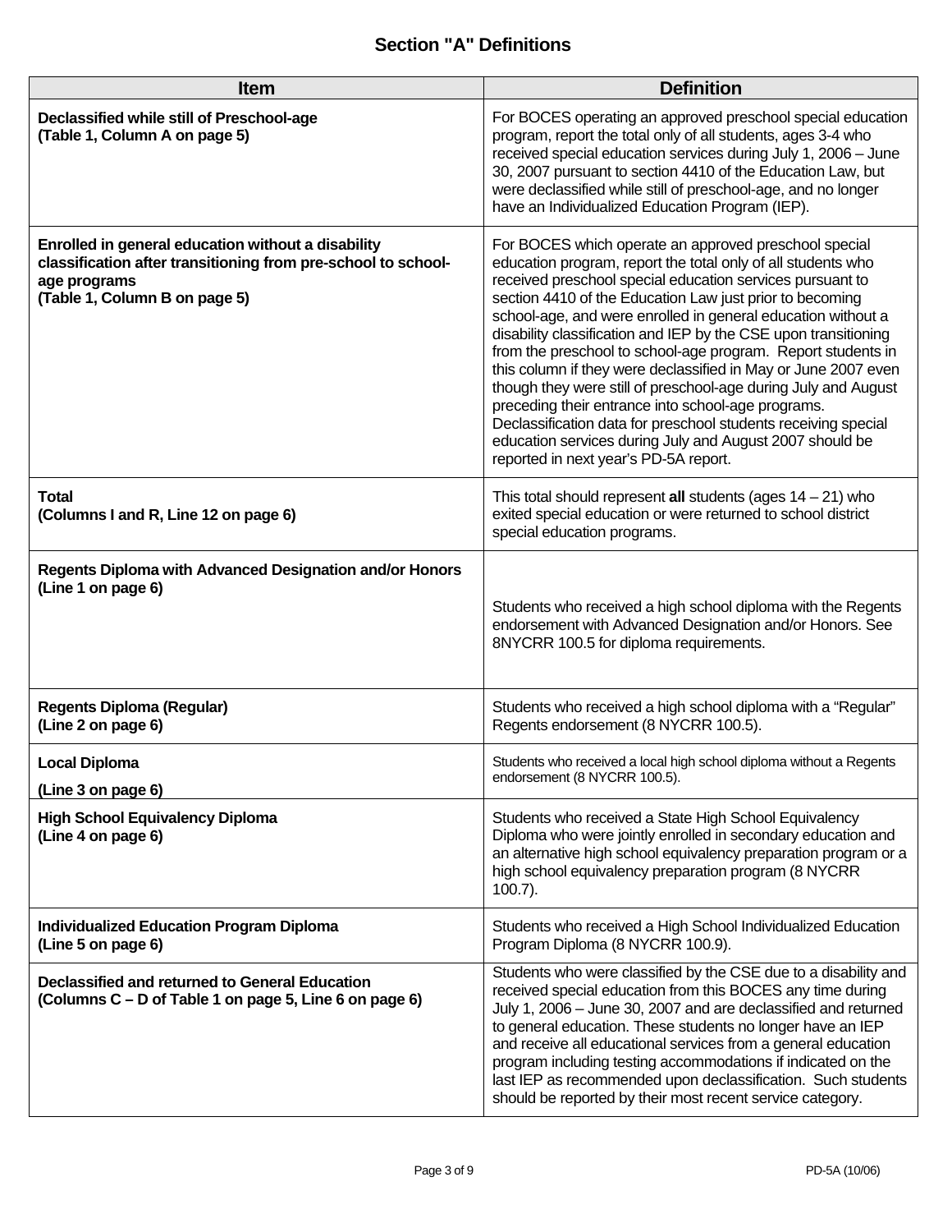## Section "A" Definitions

| Item | Definition |
|---|---|
| **Declassified while still of Preschool-age (Table 1, Column A on page 5)** | For BOCES operating an approved preschool special education program, report the total only of all students, ages 3-4 who received special education services during July 1, 2006 – June 30, 2007 pursuant to section 4410 of the Education Law, but were declassified while still of preschool-age, and no longer have an Individualized Education Program (IEP). |
| **Enrolled in general education without a disability classification after transitioning from pre-school to school-age programs (Table 1, Column B on page 5)** | For BOCES which operate an approved preschool special education program, report the total only of all students who received preschool special education services pursuant to section 4410 of the Education Law just prior to becoming school-age, and were enrolled in general education without a disability classification and IEP by the CSE upon transitioning from the preschool to school-age program. Report students in this column if they were declassified in May or June 2007 even though they were still of preschool-age during July and August preceding their entrance into school-age programs. Declassification data for preschool students receiving special education services during July and August 2007 should be reported in next year's PD-5A report. |
| **Total (Columns I and R, Line 12 on page 6)** | This total should represent **all** students (ages 14 – 21) who exited special education or were returned to school district special education programs. |
| **Regents Diploma with Advanced Designation and/or Honors (Line 1 on page 6)** | Students who received a high school diploma with the Regents endorsement with Advanced Designation and/or Honors. See 8NYCRR 100.5 for diploma requirements. |
| **Regents Diploma (Regular) (Line 2 on page 6)** | Students who received a high school diploma with a "Regular" Regents endorsement (8 NYCRR 100.5). |
| **Local Diploma (Line 3 on page 6)** | Students who received a local high school diploma without a Regents endorsement (8 NYCRR 100.5). |
| **High School Equivalency Diploma (Line 4 on page 6)** | Students who received a State High School Equivalency Diploma who were jointly enrolled in secondary education and an alternative high school equivalency preparation program or a high school equivalency preparation program (8 NYCRR 100.7). |
| **Individualized Education Program Diploma (Line 5 on page 6)** | Students who received a High School Individualized Education Program Diploma (8 NYCRR 100.9). |
| **Declassified and returned to General Education (Columns C – D of Table 1 on page 5, Line 6 on page 6)** | Students who were classified by the CSE due to a disability and received special education from this BOCES any time during July 1, 2006 – June 30, 2007 and are declassified and returned to general education. These students no longer have an IEP and receive all educational services from a general education program including testing accommodations if indicated on the last IEP as recommended upon declassification. Such students should be reported by their most recent service category. |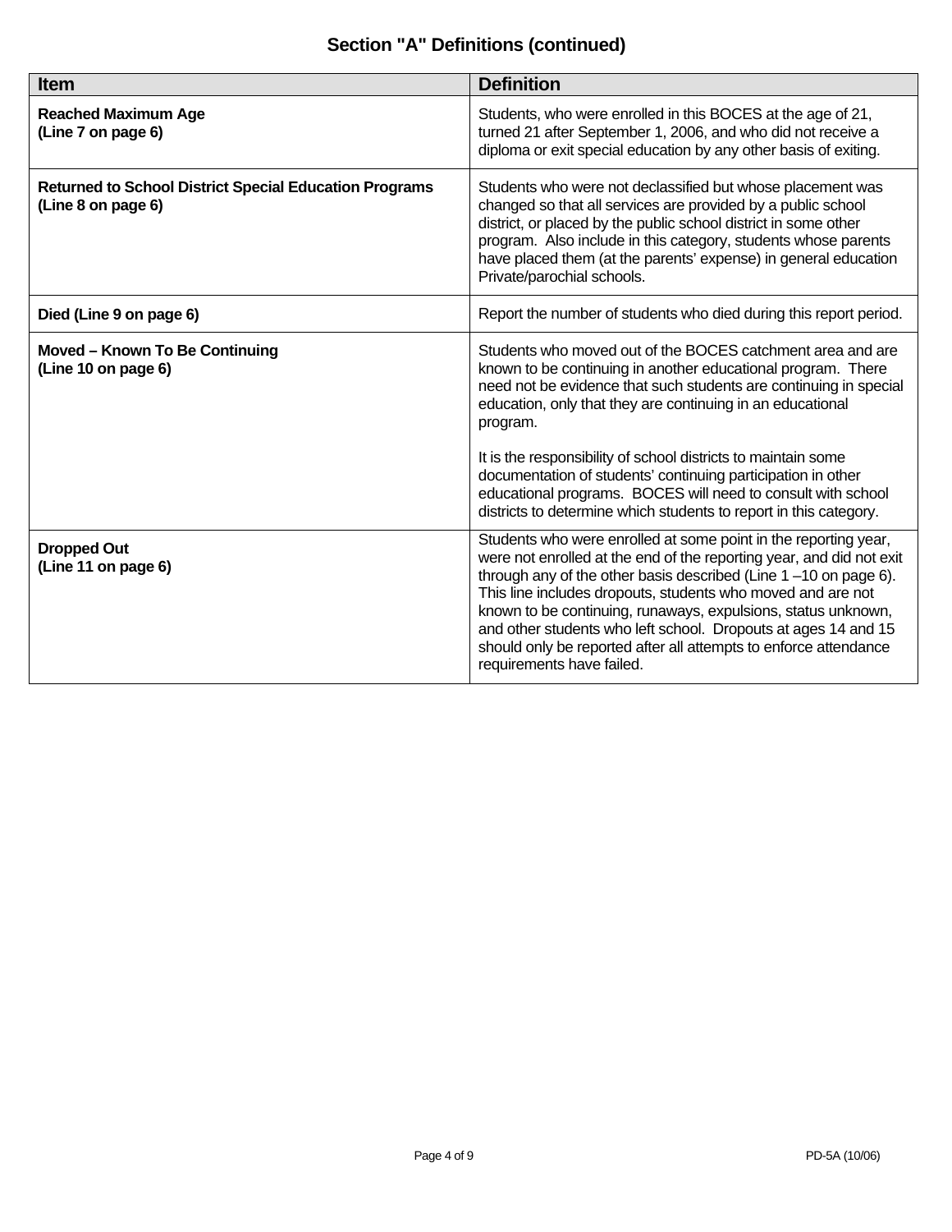## Section "A" Definitions (continued)

| Item | Definition |
|---|---|
| **Reached Maximum Age (Line 7 on page 6)** | Students, who were enrolled in this BOCES at the age of 21, turned 21 after September 1, 2006, and who did not receive a diploma or exit special education by any other basis of exiting. |
| **Returned to School District Special Education Programs (Line 8 on page 6)** | Students who were not declassified but whose placement was changed so that all services are provided by a public school district, or placed by the public school district in some other program. Also include in this category, students whose parents have placed them (at the parents' expense) in general education Private/parochial schools. |
| **Died (Line 9 on page 6)** | Report the number of students who died during this report period. |
| **Moved – Known To Be Continuing (Line 10 on page 6)** | Students who moved out of the BOCES catchment area and are known to be continuing in another educational program. There need not be evidence that such students are continuing in special education, only that they are continuing in an educational program.<br><br>It is the responsibility of school districts to maintain some documentation of students' continuing participation in other educational programs. BOCES will need to consult with school districts to determine which students to report in this category. |
| **Dropped Out (Line 11 on page 6)** | Students who were enrolled at some point in the reporting year, were not enrolled at the end of the reporting year, and did not exit through any of the other basis described (Line 1 –10 on page 6). This line includes dropouts, students who moved and are not known to be continuing, runaways, expulsions, status unknown, and other students who left school. Dropouts at ages 14 and 15 should only be reported after all attempts to enforce attendance requirements have failed. |

PD-5A (10/06)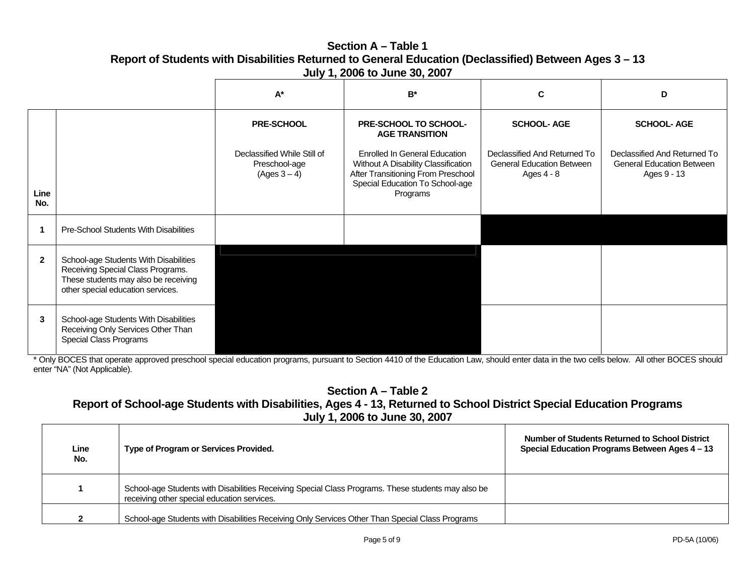### Section A – Table 1
### Report of Students with Disabilities Returned to General Education (Declassified) Between Ages 3 – 13
### July 1, 2006 to June 30, 2007

| Line No. | | A* | B* | C | D |
|---|---|---|---|---|---|
| | | **PRE-SCHOOL** Declassified While Still of Preschool-age (Ages 3 – 4) | **PRE-SCHOOL TO SCHOOL-AGE TRANSITION** Enrolled In General Education Without A Disability Classification After Transitioning From Preschool Special Education To School-age Programs | **SCHOOL- AGE** Declassified And Returned To General Education Between Ages 4 - 8 | **SCHOOL- AGE** Declassified And Returned To General Education Between Ages 9 - 13 |
| 1 | Pre-School Students With Disabilities | | | | |
| 2 | School-age Students With Disabilities Receiving Special Class Programs. These students may also be receiving other special education services. | | | | |
| 3 | School-age Students With Disabilities Receiving Only Services Other Than Special Class Programs | | | | |

\* Only BOCES that operate approved preschool special education programs, pursuant to Section 4410 of the Education Law, should enter data in the two cells below. All other BOCES should enter "NA" (Not Applicable).

### Section A – Table 2
### Report of School-age Students with Disabilities, Ages 4 - 13, Returned to School District Special Education Programs
### July 1, 2006 to June 30, 2007

| Line No. | Type of Program or Services Provided. | Number of Students Returned to School District Special Education Programs Between Ages 4 – 13 |
|---|---|---|
| 1 | School-age Students with Disabilities Receiving Special Class Programs. These students may also be receiving other special education services. | |
| 2 | School-age Students with Disabilities Receiving Only Services Other Than Special Class Programs | |

PD-5A (10/06)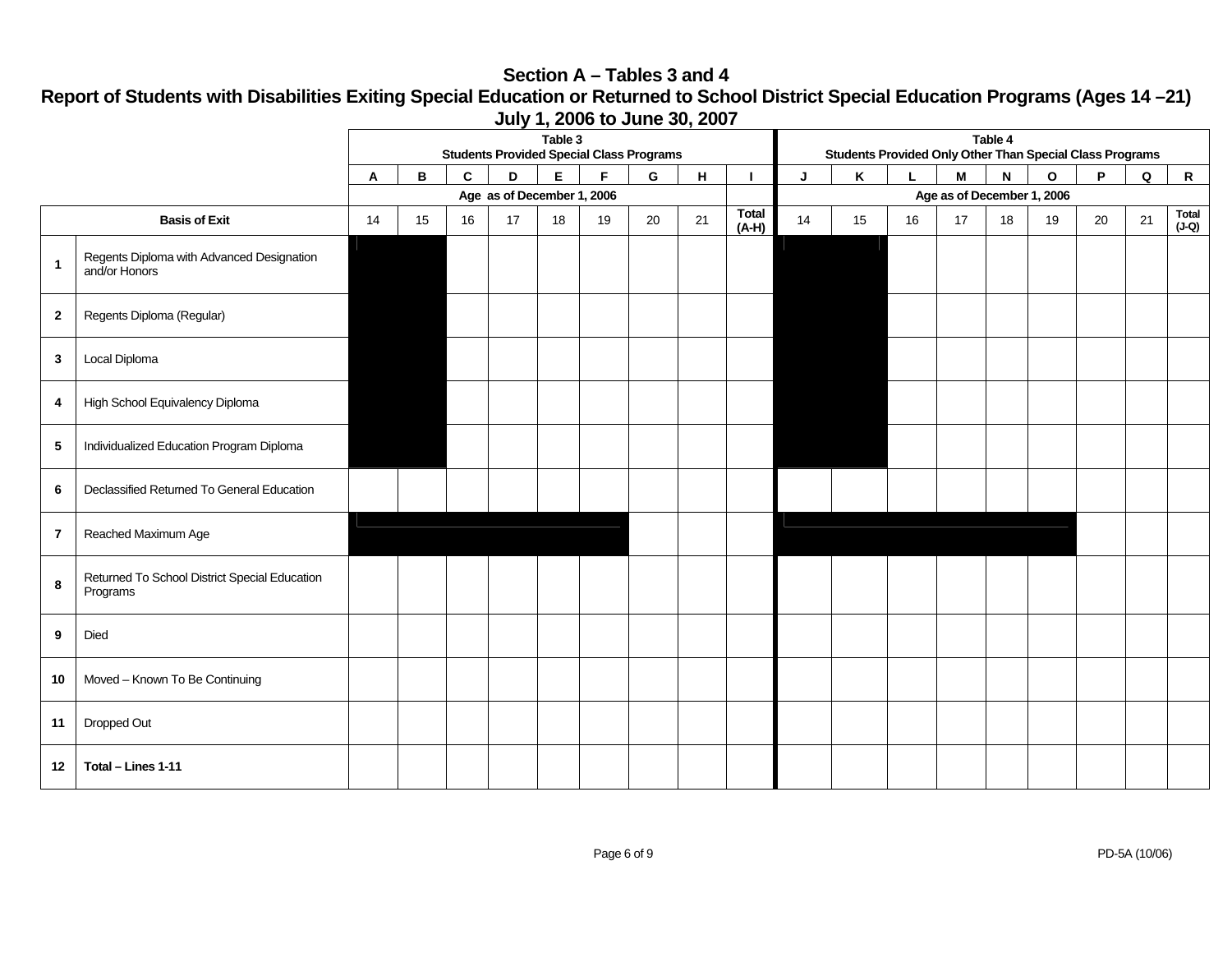## Section A – Tables 3 and 4

## Report of Students with Disabilities Exiting Special Education or Returned to School District Special Education Programs (Ages 14 –21)

## July 1, 2006 to June 30, 2007

| | | Table 3 Students Provided Special Class Programs | | | | | | | | | Table 4 Students Provided Only Other Than Special Class Programs | | | | | | | | |
|---|---|---|---|---|---|---|---|---|---|---|---|---|---|---|---|---|---|---|---|
| | | A | B | C | D | E | F | G | H | I | J | K | L | M | N | O | P | Q | R |
| | | Age as of December 1, 2006 | | | | | | | | | Age as of December 1, 2006 | | | | | | | | |
| Basis of Exit | | 14 | 15 | 16 | 17 | 18 | 19 | 20 | 21 | Total (A-H) | 14 | 15 | 16 | 17 | 18 | 19 | 20 | 21 | Total (J-Q) |
| 1 | Regents Diploma with Advanced Designation and/or Honors | | | | | | | | | | | | | | | | | | |
| 2 | Regents Diploma (Regular) | | | | | | | | | | | | | | | | | | |
| 3 | Local Diploma | | | | | | | | | | | | | | | | | | |
| 4 | High School Equivalency Diploma | | | | | | | | | | | | | | | | | | |
| 5 | Individualized Education Program Diploma | | | | | | | | | | | | | | | | | | |
| 6 | Declassified Returned To General Education | | | | | | | | | | | | | | | | | | |
| 7 | Reached Maximum Age | | | | | | | | | | | | | | | | | | |
| 8 | Returned To School District Special Education Programs | | | | | | | | | | | | | | | | | | |
| 9 | Died | | | | | | | | | | | | | | | | | | |
| 10 | Moved – Known To Be Continuing | | | | | | | | | | | | | | | | | | |
| 11 | Dropped Out | | | | | | | | | | | | | | | | | | |
| 12 | **Total – Lines 1-11** | | | | | | | | | | | | | | | | | | |

PD-5A (10/06)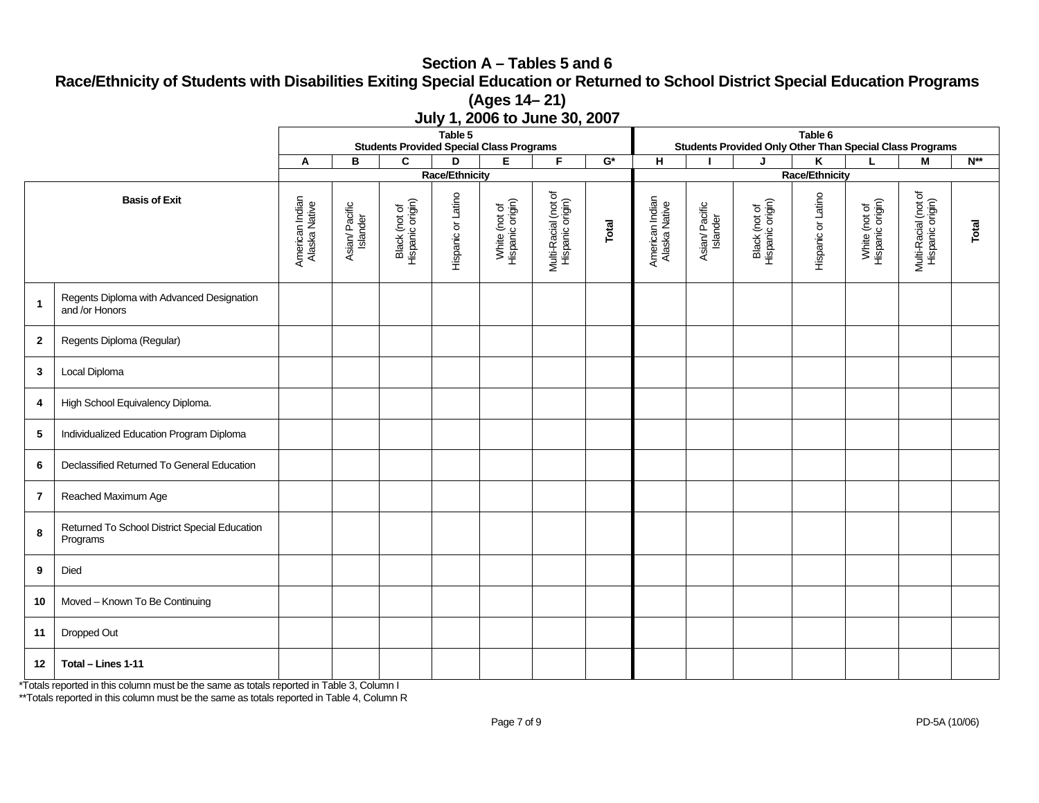## Section A – Tables 5 and 6

## Race/Ethnicity of Students with Disabilities Exiting Special Education or Returned to School District Special Education Programs (Ages 14– 21)

### July 1, 2006 to June 30, 2007

| | | Table 5 Students Provided Special Class Programs | | | | | | | Table 6 Students Provided Only Other Than Special Class Programs | | | | | | |
|---|---|---|---|---|---|---|---|---|---|---|---|---|---|---|---|
| | | A | B | C | D | E | F | G* | H | I | J | K | L | M | N** |
| | | Race/Ethnicity | | | | | | | Race/Ethnicity | | | | | | |
| | **Basis of Exit** | American Indian Alaska Native | Asian/ Pacific Islander | Black (not of Hispanic origin) | Hispanic or Latino | White (not of Hispanic origin) | Multi-Racial (not of Hispanic origin) | **Total** | American Indian Alaska Native | Asian/ Pacific Islander | Black (not of Hispanic origin) | Hispanic or Latino | White (not of Hispanic origin) | Multi-Racial (not of Hispanic origin) | **Total** |
| **1** | Regents Diploma with Advanced Designation and /or Honors | | | | | | | | | | | | | | |
| **2** | Regents Diploma (Regular) | | | | | | | | | | | | | | |
| **3** | Local Diploma | | | | | | | | | | | | | | |
| **4** | High School Equivalency Diploma. | | | | | | | | | | | | | | |
| **5** | Individualized Education Program Diploma | | | | | | | | | | | | | | |
| **6** | Declassified Returned To General Education | | | | | | | | | | | | | | |
| **7** | Reached Maximum Age | | | | | | | | | | | | | | |
| **8** | Returned To School District Special Education Programs | | | | | | | | | | | | | | |
| **9** | Died | | | | | | | | | | | | | | |
| **10** | Moved – Known To Be Continuing | | | | | | | | | | | | | | |
| **11** | Dropped Out | | | | | | | | | | | | | | |
| **12** | **Total – Lines 1-11** | | | | | | | | | | | | | | |

*Totals reported in this column must be the same as totals reported in Table 3, Column I

**Totals reported in this column must be the same as totals reported in Table 4, Column R

PD-5A (10/06)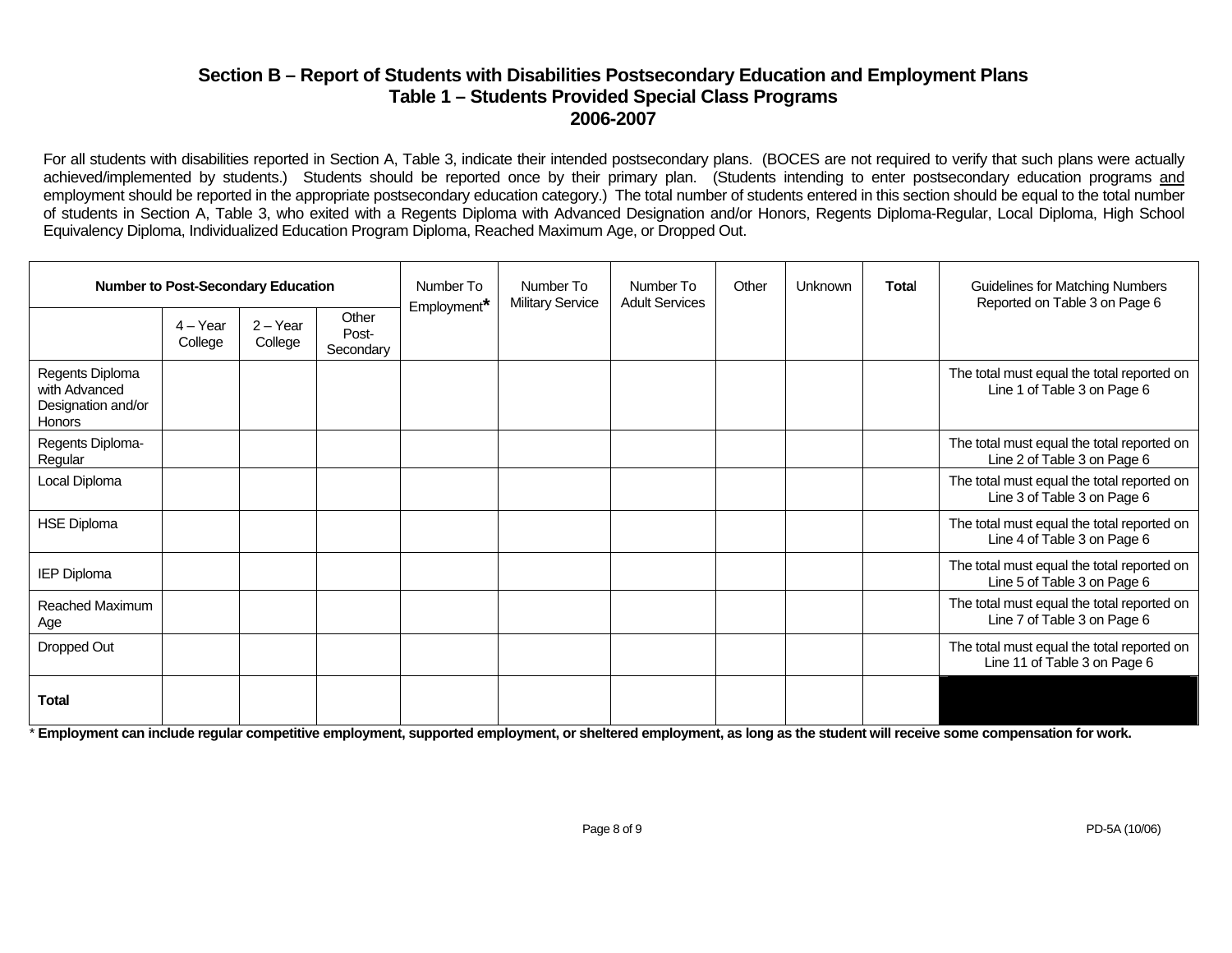## Section B – Report of Students with Disabilities Postsecondary Education and Employment Plans
## Table 1 – Students Provided Special Class Programs
## 2006-2007

For all students with disabilities reported in Section A, Table 3, indicate their intended postsecondary plans. (BOCES are not required to verify that such plans were actually achieved/implemented by students.) Students should be reported once by their primary plan. (Students intending to enter postsecondary education programs and employment should be reported in the appropriate postsecondary education category.) The total number of students entered in this section should be equal to the total number of students in Section A, Table 3, who exited with a Regents Diploma with Advanced Designation and/or Honors, Regents Diploma-Regular, Local Diploma, High School Equivalency Diploma, Individualized Education Program Diploma, Reached Maximum Age, or Dropped Out.

| Number to Post-Secondary Education | | | | Number To Employment* | Number To Military Service | Number To Adult Services | Other | Unknown | **Total** | Guidelines for Matching Numbers Reported on Table 3 on Page 6 |
|---|---|---|---|---|---|---|---|---|---|---|
| | 4 – Year College | 2 – Year College | Other Post-Secondary | | | | | | | |
| Regents Diploma with Advanced Designation and/or Honors | | | | | | | | | | The total must equal the total reported on Line 1 of Table 3 on Page 6 |
| Regents Diploma-Regular | | | | | | | | | | The total must equal the total reported on Line 2 of Table 3 on Page 6 |
| Local Diploma | | | | | | | | | | The total must equal the total reported on Line 3 of Table 3 on Page 6 |
| HSE Diploma | | | | | | | | | | The total must equal the total reported on Line 4 of Table 3 on Page 6 |
| IEP Diploma | | | | | | | | | | The total must equal the total reported on Line 5 of Table 3 on Page 6 |
| Reached Maximum Age | | | | | | | | | | The total must equal the total reported on Line 7 of Table 3 on Page 6 |
| Dropped Out | | | | | | | | | | The total must equal the total reported on Line 11 of Table 3 on Page 6 |
| **Total** | | | | | | | | | | |

* **Employment can include regular competitive employment, supported employment, or sheltered employment, as long as the student will receive some compensation for work.**

PD-5A (10/06)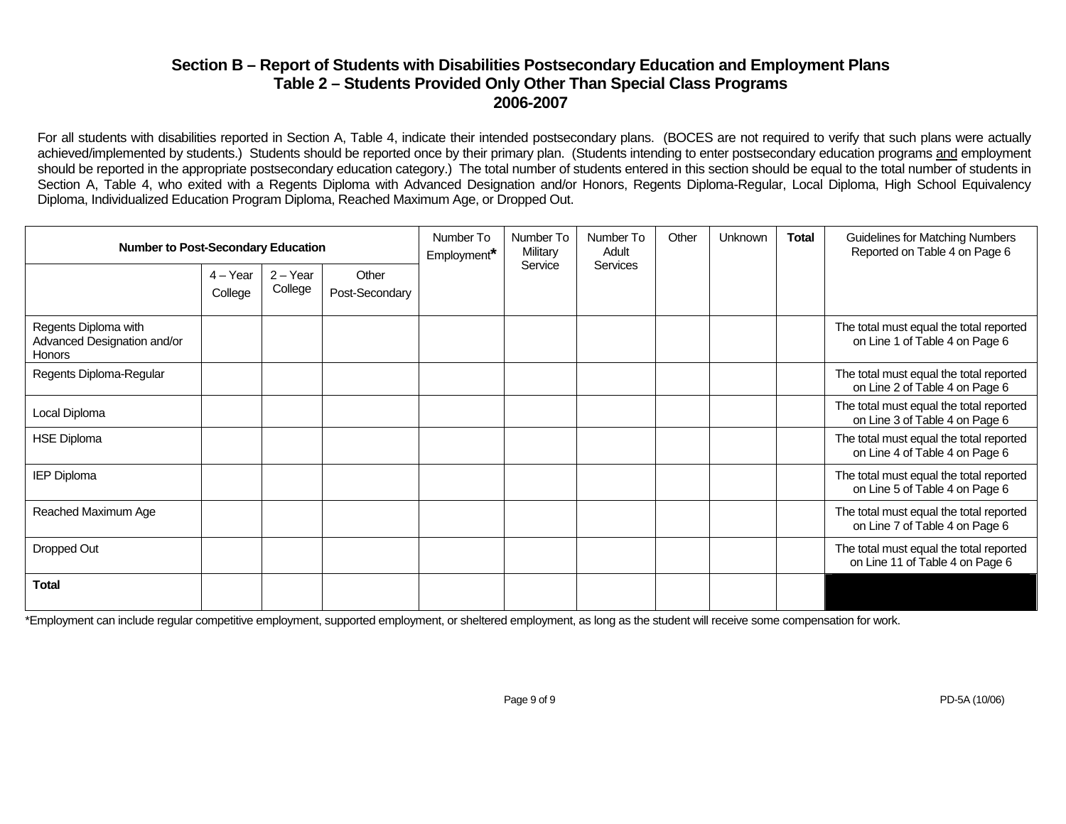## Section B – Report of Students with Disabilities Postsecondary Education and Employment Plans
## Table 2 – Students Provided Only Other Than Special Class Programs
## 2006-2007

For all students with disabilities reported in Section A, Table 4, indicate their intended postsecondary plans. (BOCES are not required to verify that such plans were actually achieved/implemented by students.) Students should be reported once by their primary plan. (Students intending to enter postsecondary education programs and employment should be reported in the appropriate postsecondary education category.) The total number of students entered in this section should be equal to the total number of students in Section A, Table 4, who exited with a Regents Diploma with Advanced Designation and/or Honors, Regents Diploma-Regular, Local Diploma, High School Equivalency Diploma, Individualized Education Program Diploma, Reached Maximum Age, or Dropped Out.

| Number to Post-Secondary Education | | | | Number To Employment* | Number To Military Service | Number To Adult Services | Other | Unknown | **Total** | Guidelines for Matching Numbers Reported on Table 4 on Page 6 |
|---|---|---|---|---|---|---|---|---|---|---|
| | 4 – Year College | 2 – Year College | Other Post-Secondary | | | | | | | |
| Regents Diploma with Advanced Designation and/or Honors | | | | | | | | | | The total must equal the total reported on Line 1 of Table 4 on Page 6 |
| Regents Diploma-Regular | | | | | | | | | | The total must equal the total reported on Line 2 of Table 4 on Page 6 |
| Local Diploma | | | | | | | | | | The total must equal the total reported on Line 3 of Table 4 on Page 6 |
| HSE Diploma | | | | | | | | | | The total must equal the total reported on Line 4 of Table 4 on Page 6 |
| IEP Diploma | | | | | | | | | | The total must equal the total reported on Line 5 of Table 4 on Page 6 |
| Reached Maximum Age | | | | | | | | | | The total must equal the total reported on Line 7 of Table 4 on Page 6 |
| Dropped Out | | | | | | | | | | The total must equal the total reported on Line 11 of Table 4 on Page 6 |
| **Total** | | | | | | | | | | |

*Employment can include regular competitive employment, supported employment, or sheltered employment, as long as the student will receive some compensation for work.

PD-5A (10/06)